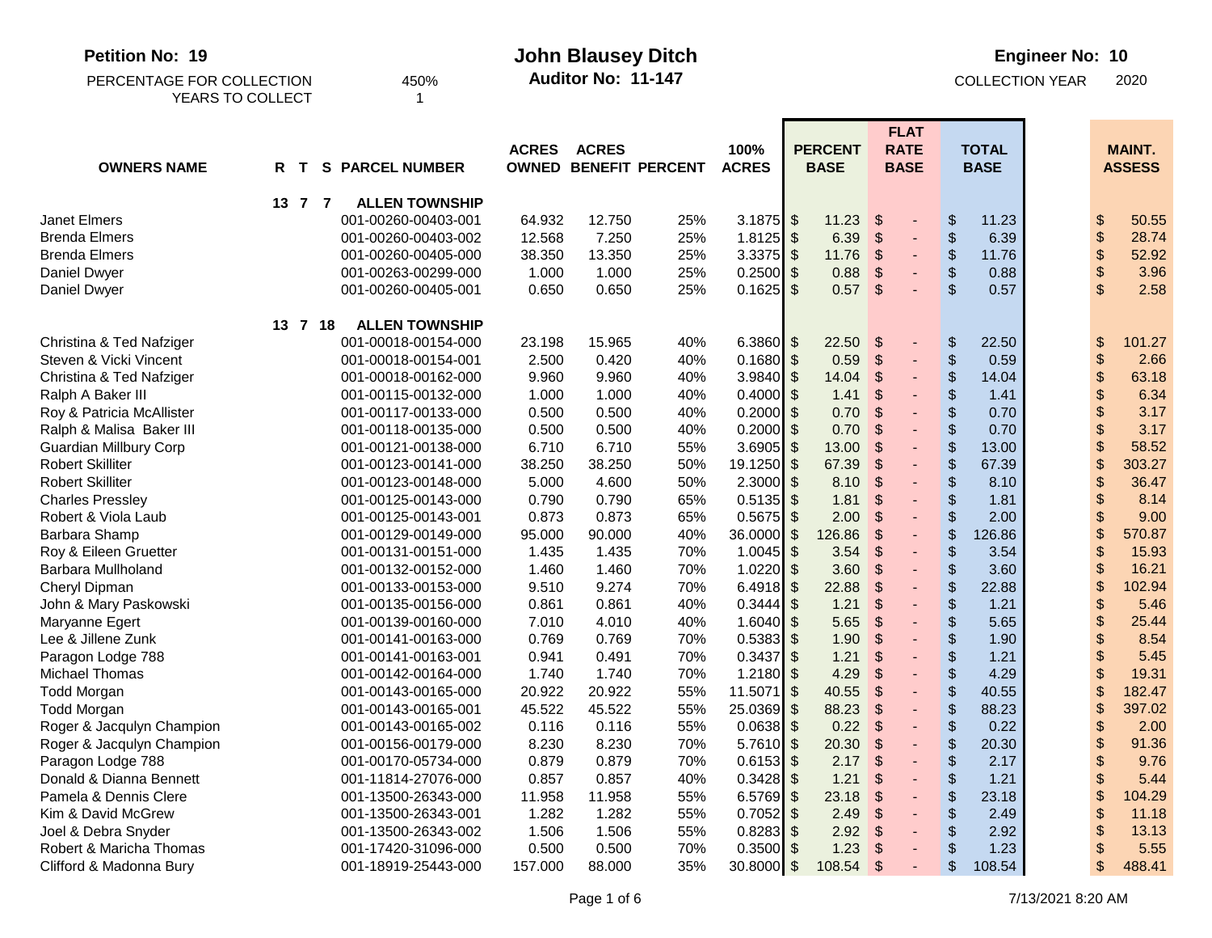**Petition No: 19**

PERCENTAGE FOR COLLECTION 450%
YEARS TO COLLECT 1

# John Blausey Ditch

**Auditor No: 11-147**

**Engineer No: 10**

COLLECTION YEAR 2020

| OWNERS NAME | R | T | S | PARCEL NUMBER | ACRES OWNED | ACRES BENEFIT | PERCENT | 100% ACRES | PERCENT BASE | FLAT RATE BASE | TOTAL BASE | MAINT. ASSESS |
|---|---|---|---|---|---|---|---|---|---|---|---|---|
| | 13 | 7 | 7 | **ALLEN TOWNSHIP** | | | | | | | | |
| Janet Elmers | | | | 001-00260-00403-001 | 64.932 | 12.750 | 25% | 3.1875 | $ 11.23 | $ - | $ 11.23 | $ 50.55 |
| Brenda Elmers | | | | 001-00260-00403-002 | 12.568 | 7.250 | 25% | 1.8125 | $ 6.39 | $ - | $ 6.39 | $ 28.74 |
| Brenda Elmers | | | | 001-00260-00405-000 | 38.350 | 13.350 | 25% | 3.3375 | $ 11.76 | $ - | $ 11.76 | $ 52.92 |
| Daniel Dwyer | | | | 001-00263-00299-000 | 1.000 | 1.000 | 25% | 0.2500 | $ 0.88 | $ - | $ 0.88 | $ 3.96 |
| Daniel Dwyer | | | | 001-00260-00405-001 | 0.650 | 0.650 | 25% | 0.1625 | $ 0.57 | $ - | $ 0.57 | $ 2.58 |
| | 13 | 7 | 18 | **ALLEN TOWNSHIP** | | | | | | | | |
| Christina & Ted Nafziger | | | | 001-00018-00154-000 | 23.198 | 15.965 | 40% | 6.3860 | $ 22.50 | $ - | $ 22.50 | $ 101.27 |
| Steven & Vicki Vincent | | | | 001-00018-00154-001 | 2.500 | 0.420 | 40% | 0.1680 | $ 0.59 | $ - | $ 0.59 | $ 2.66 |
| Christina & Ted Nafziger | | | | 001-00018-00162-000 | 9.960 | 9.960 | 40% | 3.9840 | $ 14.04 | $ - | $ 14.04 | $ 63.18 |
| Ralph A Baker III | | | | 001-00115-00132-000 | 1.000 | 1.000 | 40% | 0.4000 | $ 1.41 | $ - | $ 1.41 | $ 6.34 |
| Roy & Patricia McAllister | | | | 001-00117-00133-000 | 0.500 | 0.500 | 40% | 0.2000 | $ 0.70 | $ - | $ 0.70 | $ 3.17 |
| Ralph & Malisa Baker III | | | | 001-00118-00135-000 | 0.500 | 0.500 | 40% | 0.2000 | $ 0.70 | $ - | $ 0.70 | $ 3.17 |
| Guardian Millbury Corp | | | | 001-00121-00138-000 | 6.710 | 6.710 | 55% | 3.6905 | $ 13.00 | $ - | $ 13.00 | $ 58.52 |
| Robert Skilliter | | | | 001-00123-00141-000 | 38.250 | 38.250 | 50% | 19.1250 | $ 67.39 | $ - | $ 67.39 | $ 303.27 |
| Robert Skilliter | | | | 001-00123-00148-000 | 5.000 | 4.600 | 50% | 2.3000 | $ 8.10 | $ - | $ 8.10 | $ 36.47 |
| Charles Pressley | | | | 001-00125-00143-000 | 0.790 | 0.790 | 65% | 0.5135 | $ 1.81 | $ - | $ 1.81 | $ 8.14 |
| Robert & Viola Laub | | | | 001-00125-00143-001 | 0.873 | 0.873 | 65% | 0.5675 | $ 2.00 | $ - | $ 2.00 | $ 9.00 |
| Barbara Shamp | | | | 001-00129-00149-000 | 95.000 | 90.000 | 40% | 36.0000 | $ 126.86 | $ - | $ 126.86 | $ 570.87 |
| Roy & Eileen Gruetter | | | | 001-00131-00151-000 | 1.435 | 1.435 | 70% | 1.0045 | $ 3.54 | $ - | $ 3.54 | $ 15.93 |
| Barbara Mullholand | | | | 001-00132-00152-000 | 1.460 | 1.460 | 70% | 1.0220 | $ 3.60 | $ - | $ 3.60 | $ 16.21 |
| Cheryl Dipman | | | | 001-00133-00153-000 | 9.510 | 9.274 | 70% | 6.4918 | $ 22.88 | $ - | $ 22.88 | $ 102.94 |
| John & Mary Paskowski | | | | 001-00135-00156-000 | 0.861 | 0.861 | 40% | 0.3444 | $ 1.21 | $ - | $ 1.21 | $ 5.46 |
| Maryanne Egert | | | | 001-00139-00160-000 | 7.010 | 4.010 | 40% | 1.6040 | $ 5.65 | $ - | $ 5.65 | $ 25.44 |
| Lee & Jillene Zunk | | | | 001-00141-00163-000 | 0.769 | 0.769 | 70% | 0.5383 | $ 1.90 | $ - | $ 1.90 | $ 8.54 |
| Paragon Lodge 788 | | | | 001-00141-00163-001 | 0.941 | 0.491 | 70% | 0.3437 | $ 1.21 | $ - | $ 1.21 | $ 5.45 |
| Michael Thomas | | | | 001-00142-00164-000 | 1.740 | 1.740 | 70% | 1.2180 | $ 4.29 | $ - | $ 4.29 | $ 19.31 |
| Todd Morgan | | | | 001-00143-00165-000 | 20.922 | 20.922 | 55% | 11.5071 | $ 40.55 | $ - | $ 40.55 | $ 182.47 |
| Todd Morgan | | | | 001-00143-00165-001 | 45.522 | 45.522 | 55% | 25.0369 | $ 88.23 | $ - | $ 88.23 | $ 397.02 |
| Roger & Jacqulyn Champion | | | | 001-00143-00165-002 | 0.116 | 0.116 | 55% | 0.0638 | $ 0.22 | $ - | $ 0.22 | $ 2.00 |
| Roger & Jacqulyn Champion | | | | 001-00156-00179-000 | 8.230 | 8.230 | 70% | 5.7610 | $ 20.30 | $ - | $ 20.30 | $ 91.36 |
| Paragon Lodge 788 | | | | 001-00170-05734-000 | 0.879 | 0.879 | 70% | 0.6153 | $ 2.17 | $ - | $ 2.17 | $ 9.76 |
| Donald & Dianna Bennett | | | | 001-11814-27076-000 | 0.857 | 0.857 | 40% | 0.3428 | $ 1.21 | $ - | $ 1.21 | $ 5.44 |
| Pamela & Dennis Clere | | | | 001-13500-26343-000 | 11.958 | 11.958 | 55% | 6.5769 | $ 23.18 | $ - | $ 23.18 | $ 104.29 |
| Kim & David McGrew | | | | 001-13500-26343-001 | 1.282 | 1.282 | 55% | 0.7052 | $ 2.49 | $ - | $ 2.49 | $ 11.18 |
| Joel & Debra Snyder | | | | 001-13500-26343-002 | 1.506 | 1.506 | 55% | 0.8283 | $ 2.92 | $ - | $ 2.92 | $ 13.13 |
| Robert & Maricha Thomas | | | | 001-17420-31096-000 | 0.500 | 0.500 | 70% | 0.3500 | $ 1.23 | $ - | $ 1.23 | $ 5.55 |
| Clifford & Madonna Bury | | | | 001-18919-25443-000 | 157.000 | 88.000 | 35% | 30.8000 | $ 108.54 | $ - | $ 108.54 | $ 488.41 |

7/13/2021 8:20 AM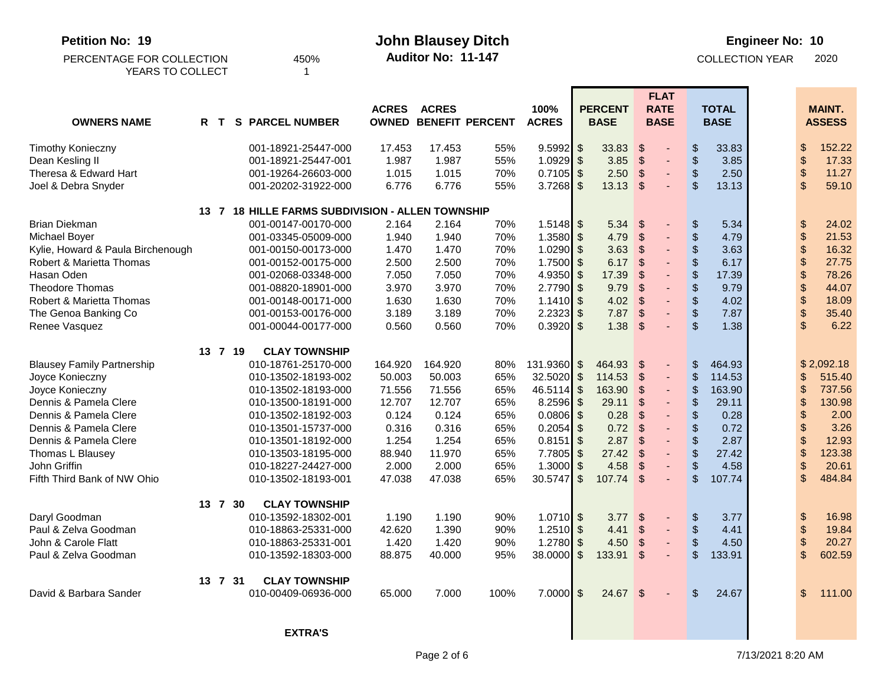**Petition No: 19**

PERCENTAGE FOR COLLECTION 450%
YEARS TO COLLECT 1

# John Blausey Ditch

**Auditor No: 11-147**

**Engineer No: 10**

COLLECTION YEAR 2020

| OWNERS NAME | R | T | S | PARCEL NUMBER | ACRES OWNED | ACRES BENEFIT | PERCENT | 100% ACRES | PERCENT BASE | FLAT RATE BASE | TOTAL BASE | MAINT. ASSESS |
|---|---|---|---|---|---|---|---|---|---|---|---|---|
| Timothy Konieczny | | | | 001-18921-25447-000 | 17.453 | 17.453 | 55% | 9.5992 | $ 33.83 | $ - | $ 33.83 | $ 152.22 |
| Dean Kesling II | | | | 001-18921-25447-001 | 1.987 | 1.987 | 55% | 1.0929 | $ 3.85 | $ - | $ 3.85 | $ 17.33 |
| Theresa & Edward Hart | | | | 001-19264-26603-000 | 1.015 | 1.015 | 70% | 0.7105 | $ 2.50 | $ - | $ 2.50 | $ 11.27 |
| Joel & Debra Snyder | | | | 001-20202-31922-000 | 6.776 | 6.776 | 55% | 3.7268 | $ 13.13 | $ - | $ 13.13 | $ 59.10 |
| | 13 | 7 | 18 | HILLE FARMS SUBDIVISION - ALLEN TOWNSHIP | | | | | | | | |
| Brian Diekman | | | | 001-00147-00170-000 | 2.164 | 2.164 | 70% | 1.5148 | $ 5.34 | $ - | $ 5.34 | $ 24.02 |
| Michael Boyer | | | | 001-03345-05009-000 | 1.940 | 1.940 | 70% | 1.3580 | $ 4.79 | $ - | $ 4.79 | $ 21.53 |
| Kylie, Howard & Paula Birchenough | | | | 001-00150-00173-000 | 1.470 | 1.470 | 70% | 1.0290 | $ 3.63 | $ - | $ 3.63 | $ 16.32 |
| Robert & Marietta Thomas | | | | 001-00152-00175-000 | 2.500 | 2.500 | 70% | 1.7500 | $ 6.17 | $ - | $ 6.17 | $ 27.75 |
| Hasan Oden | | | | 001-02068-03348-000 | 7.050 | 7.050 | 70% | 4.9350 | $ 17.39 | $ - | $ 17.39 | $ 78.26 |
| Theodore Thomas | | | | 001-08820-18901-000 | 3.970 | 3.970 | 70% | 2.7790 | $ 9.79 | $ - | $ 9.79 | $ 44.07 |
| Robert & Marietta Thomas | | | | 001-00148-00171-000 | 1.630 | 1.630 | 70% | 1.1410 | $ 4.02 | $ - | $ 4.02 | $ 18.09 |
| The Genoa Banking Co | | | | 001-00153-00176-000 | 3.189 | 3.189 | 70% | 2.2323 | $ 7.87 | $ - | $ 7.87 | $ 35.40 |
| Renee Vasquez | | | | 001-00044-00177-000 | 0.560 | 0.560 | 70% | 0.3920 | $ 1.38 | $ - | $ 1.38 | $ 6.22 |
| | 13 | 7 | 19 | CLAY TOWNSHIP | | | | | | | | |
| Blausey Family Partnership | | | | 010-18761-25170-000 | 164.920 | 164.920 | 80% | 131.9360 | $ 464.93 | $ - | $ 464.93 | $ 2,092.18 |
| Joyce Konieczny | | | | 010-13502-18193-002 | 50.003 | 50.003 | 65% | 32.5020 | $ 114.53 | $ - | $ 114.53 | $ 515.40 |
| Joyce Konieczny | | | | 010-13502-18193-000 | 71.556 | 71.556 | 65% | 46.5114 | $ 163.90 | $ - | $ 163.90 | $ 737.56 |
| Dennis & Pamela Clere | | | | 010-13500-18191-000 | 12.707 | 12.707 | 65% | 8.2596 | $ 29.11 | $ - | $ 29.11 | $ 130.98 |
| Dennis & Pamela Clere | | | | 010-13502-18192-003 | 0.124 | 0.124 | 65% | 0.0806 | $ 0.28 | $ - | $ 0.28 | $ 2.00 |
| Dennis & Pamela Clere | | | | 010-13501-15737-000 | 0.316 | 0.316 | 65% | 0.2054 | $ 0.72 | $ - | $ 0.72 | $ 3.26 |
| Dennis & Pamela Clere | | | | 010-13501-18192-000 | 1.254 | 1.254 | 65% | 0.8151 | $ 2.87 | $ - | $ 2.87 | $ 12.93 |
| Thomas L Blausey | | | | 010-13503-18195-000 | 88.940 | 11.970 | 65% | 7.7805 | $ 27.42 | $ - | $ 27.42 | $ 123.38 |
| John Griffin | | | | 010-18227-24427-000 | 2.000 | 2.000 | 65% | 1.3000 | $ 4.58 | $ - | $ 4.58 | $ 20.61 |
| Fifth Third Bank of NW Ohio | | | | 010-13502-18193-001 | 47.038 | 47.038 | 65% | 30.5747 | $ 107.74 | $ - | $ 107.74 | $ 484.84 |
| | 13 | 7 | 30 | CLAY TOWNSHIP | | | | | | | | |
| Daryl Goodman | | | | 010-13592-18302-001 | 1.190 | 1.190 | 90% | 1.0710 | $ 3.77 | $ - | $ 3.77 | $ 16.98 |
| Paul & Zelva Goodman | | | | 010-18863-25331-000 | 42.620 | 1.390 | 90% | 1.2510 | $ 4.41 | $ - | $ 4.41 | $ 19.84 |
| John & Carole Flatt | | | | 010-18863-25331-001 | 1.420 | 1.420 | 90% | 1.2780 | $ 4.50 | $ - | $ 4.50 | $ 20.27 |
| Paul & Zelva Goodman | | | | 010-13592-18303-000 | 88.875 | 40.000 | 95% | 38.0000 | $ 133.91 | $ - | $ 133.91 | $ 602.59 |
| | 13 | 7 | 31 | CLAY TOWNSHIP | | | | | | | | |
| David & Barbara Sander | | | | 010-00409-06936-000 | 65.000 | 7.000 | 100% | 7.0000 | $ 24.67 | $ - | $ 24.67 | $ 111.00 |
| | | | | EXTRA'S | | | | | | | | |

7/13/2021 8:20 AM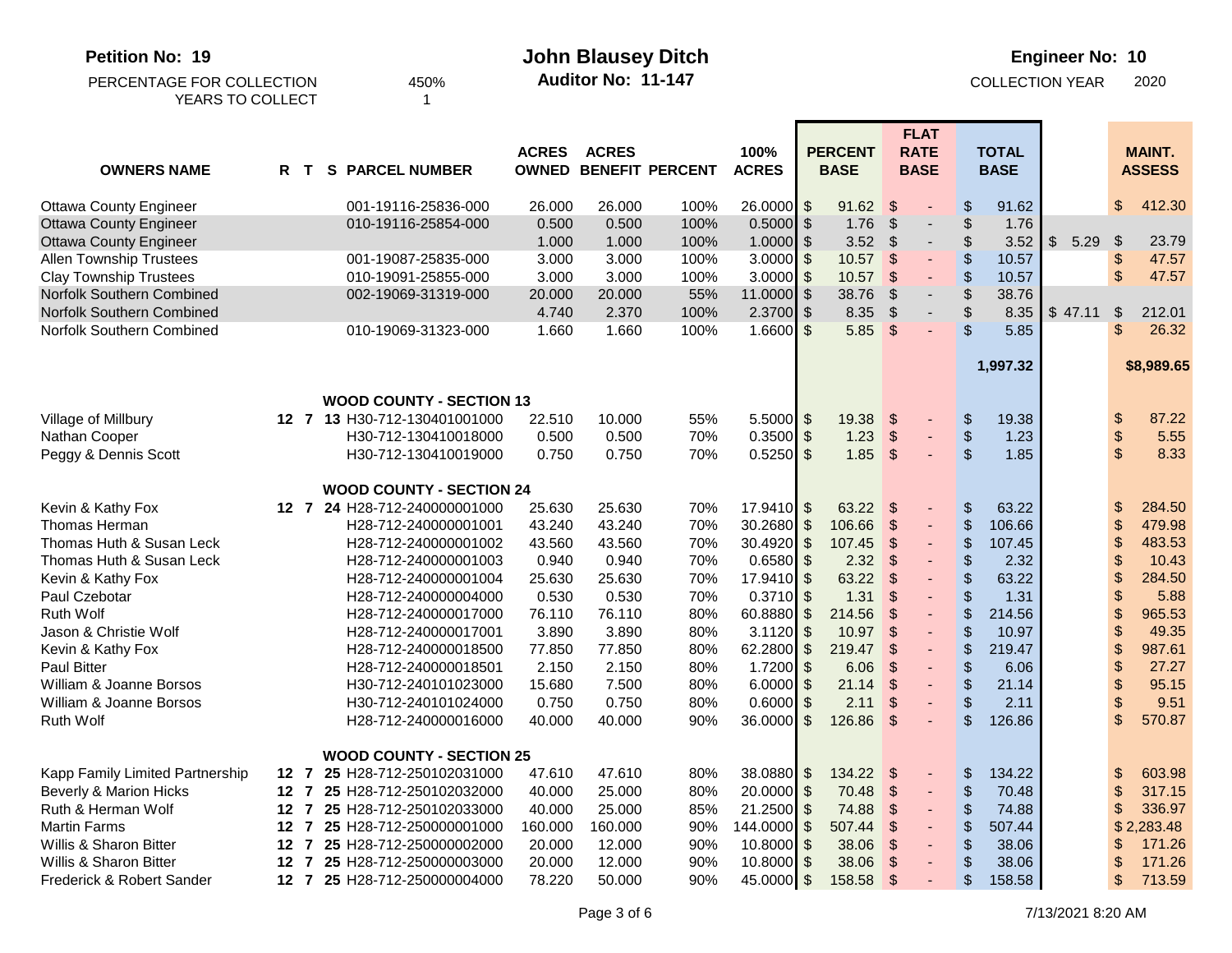**Petition No: 19** | **John Blausey Ditch** | **Engineer No: 10**

**Auditor No: 11-147**

PERCENTAGE FOR COLLECTION 450%
YEARS TO COLLECT 1

COLLECTION YEAR 2020

| OWNERS NAME | R | T | S | PARCEL NUMBER | ACRES OWNED | ACRES BENEFIT | PERCENT | 100% ACRES | PERCENT BASE | FLAT RATE BASE | TOTAL BASE | | MAINT. ASSESS |
|---|---|---|---|---|---|---|---|---|---|---|---|---|---|
| Ottawa County Engineer | | | | 001-19116-25836-000 | 26.000 | 26.000 | 100% | 26.0000 | $ 91.62 | $ - | $ 91.62 | | $ 412.30 |
| Ottawa County Engineer | | | | 010-19116-25854-000 | 0.500 | 0.500 | 100% | 0.5000 | $ 1.76 | $ - | $ 1.76 | | |
| Ottawa County Engineer | | | | | 1.000 | 1.000 | 100% | 1.0000 | $ 3.52 | $ - | $ 3.52 | $ 5.29 | $ 23.79 |
| Allen Township Trustees | | | | 001-19087-25835-000 | 3.000 | 3.000 | 100% | 3.0000 | $ 10.57 | $ - | $ 10.57 | | $ 47.57 |
| Clay Township Trustees | | | | 010-19091-25855-000 | 3.000 | 3.000 | 100% | 3.0000 | $ 10.57 | $ - | $ 10.57 | | $ 47.57 |
| Norfolk Southern Combined | | | | 002-19069-31319-000 | 20.000 | 20.000 | 55% | 11.0000 | $ 38.76 | $ - | $ 38.76 | | |
| Norfolk Southern Combined | | | | | 4.740 | 2.370 | 100% | 2.3700 | $ 8.35 | $ - | $ 8.35 | $ 47.11 | $ 212.01 |
| Norfolk Southern Combined | | | | 010-19069-31323-000 | 1.660 | 1.660 | 100% | 1.6600 | $ 5.85 | $ - | $ 5.85 | | $ 26.32 |
| | | | | | | | | | | | **1,997.32** | | **$8,989.65** |
| | | | | **WOOD COUNTY - SECTION 13** | | | | | | | | | |
| Village of Millbury | **12** | **7** | **13** | H30-712-130401001000 | 22.510 | 10.000 | 55% | 5.5000 | $ 19.38 | $ - | $ 19.38 | | $ 87.22 |
| Nathan Cooper | | | | H30-712-130410018000 | 0.500 | 0.500 | 70% | 0.3500 | $ 1.23 | $ - | $ 1.23 | | $ 5.55 |
| Peggy & Dennis Scott | | | | H30-712-130410019000 | 0.750 | 0.750 | 70% | 0.5250 | $ 1.85 | $ - | $ 1.85 | | $ 8.33 |
| | | | | **WOOD COUNTY - SECTION 24** | | | | | | | | | |
| Kevin & Kathy Fox | **12** | **7** | **24** | H28-712-240000001000 | 25.630 | 25.630 | 70% | 17.9410 | $ 63.22 | $ - | $ 63.22 | | $ 284.50 |
| Thomas Herman | | | | H28-712-240000001001 | 43.240 | 43.240 | 70% | 30.2680 | $ 106.66 | $ - | $ 106.66 | | $ 479.98 |
| Thomas Huth & Susan Leck | | | | H28-712-240000001002 | 43.560 | 43.560 | 70% | 30.4920 | $ 107.45 | $ - | $ 107.45 | | $ 483.53 |
| Thomas Huth & Susan Leck | | | | H28-712-240000001003 | 0.940 | 0.940 | 70% | 0.6580 | $ 2.32 | $ - | $ 2.32 | | $ 10.43 |
| Kevin & Kathy Fox | | | | H28-712-240000001004 | 25.630 | 25.630 | 70% | 17.9410 | $ 63.22 | $ - | $ 63.22 | | $ 284.50 |
| Paul Czebotar | | | | H28-712-240000004000 | 0.530 | 0.530 | 70% | 0.3710 | $ 1.31 | $ - | $ 1.31 | | $ 5.88 |
| Ruth Wolf | | | | H28-712-240000017000 | 76.110 | 76.110 | 80% | 60.8880 | $ 214.56 | $ - | $ 214.56 | | $ 965.53 |
| Jason & Christie Wolf | | | | H28-712-240000017001 | 3.890 | 3.890 | 80% | 3.1120 | $ 10.97 | $ - | $ 10.97 | | $ 49.35 |
| Kevin & Kathy Fox | | | | H28-712-240000018500 | 77.850 | 77.850 | 80% | 62.2800 | $ 219.47 | $ - | $ 219.47 | | $ 987.61 |
| Paul Bitter | | | | H28-712-240000018501 | 2.150 | 2.150 | 80% | 1.7200 | $ 6.06 | $ - | $ 6.06 | | $ 27.27 |
| William & Joanne Borsos | | | | H30-712-240101023000 | 15.680 | 7.500 | 80% | 6.0000 | $ 21.14 | $ - | $ 21.14 | | $ 95.15 |
| William & Joanne Borsos | | | | H30-712-240101024000 | 0.750 | 0.750 | 80% | 0.6000 | $ 2.11 | $ - | $ 2.11 | | $ 9.51 |
| Ruth Wolf | | | | H28-712-240000016000 | 40.000 | 40.000 | 90% | 36.0000 | $ 126.86 | $ - | $ 126.86 | | $ 570.87 |
| | | | | **WOOD COUNTY - SECTION 25** | | | | | | | | | |
| Kapp Family Limited Partnership | **12** | **7** | **25** | H28-712-250102031000 | 47.610 | 47.610 | 80% | 38.0880 | $ 134.22 | $ - | $ 134.22 | | $ 603.98 |
| Beverly & Marion Hicks | **12** | **7** | **25** | H28-712-250102032000 | 40.000 | 25.000 | 80% | 20.0000 | $ 70.48 | $ - | $ 70.48 | | $ 317.15 |
| Ruth & Herman Wolf | **12** | **7** | **25** | H28-712-250102033000 | 40.000 | 25.000 | 85% | 21.2500 | $ 74.88 | $ - | $ 74.88 | | $ 336.97 |
| Martin Farms | **12** | **7** | **25** | H28-712-250000001000 | 160.000 | 160.000 | 90% | 144.0000 | $ 507.44 | $ - | $ 507.44 | | $ 2,283.48 |
| Willis & Sharon Bitter | **12** | **7** | **25** | H28-712-250000002000 | 20.000 | 12.000 | 90% | 10.8000 | $ 38.06 | $ - | $ 38.06 | | $ 171.26 |
| Willis & Sharon Bitter | **12** | **7** | **25** | H28-712-250000003000 | 20.000 | 12.000 | 90% | 10.8000 | $ 38.06 | $ - | $ 38.06 | | $ 171.26 |
| Frederick & Robert Sander | **12** | **7** | **25** | H28-712-250000004000 | 78.220 | 50.000 | 90% | 45.0000 | $ 158.58 | $ - | $ 158.58 | | $ 713.59 |

7/13/2021 8:20 AM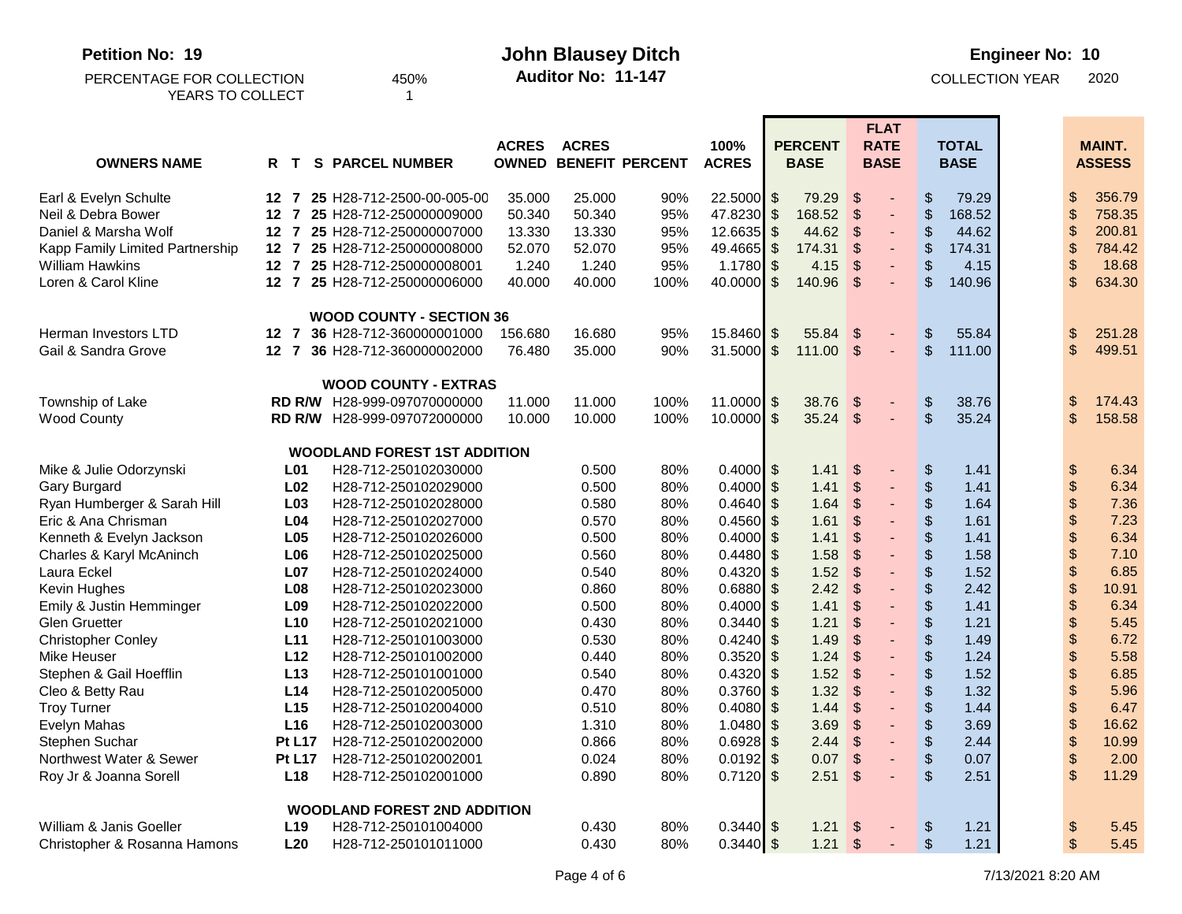**Petition No: 19**

PERCENTAGE FOR COLLECTION 450%
YEARS TO COLLECT 1

# John Blausey Ditch

**Auditor No: 11-147**

**Engineer No: 10**

COLLECTION YEAR 2020

| OWNERS NAME | R | T | S | PARCEL NUMBER | ACRES OWNED | ACRES BENEFIT | PERCENT | 100% ACRES | PERCENT BASE | FLAT RATE BASE | TOTAL BASE | MAINT. ASSESS |
|---|---|---|---|---|---|---|---|---|---|---|---|---|
| Earl & Evelyn Schulte | 12 | 7 | 25 | H28-712-2500-00-005-00 | 35.000 | 25.000 | 90% | 22.5000 | $ 79.29 | $ - | $ 79.29 | $ 356.79 |
| Neil & Debra Bower | 12 | 7 | 25 | H28-712-250000009000 | 50.340 | 50.340 | 95% | 47.8230 | $ 168.52 | $ - | $ 168.52 | $ 758.35 |
| Daniel & Marsha Wolf | 12 | 7 | 25 | H28-712-250000007000 | 13.330 | 13.330 | 95% | 12.6635 | $ 44.62 | $ - | $ 44.62 | $ 200.81 |
| Kapp Family Limited Partnership | 12 | 7 | 25 | H28-712-250000008000 | 52.070 | 52.070 | 95% | 49.4665 | $ 174.31 | $ - | $ 174.31 | $ 784.42 |
| William Hawkins | 12 | 7 | 25 | H28-712-250000008001 | 1.240 | 1.240 | 95% | 1.1780 | $ 4.15 | $ - | $ 4.15 | $ 18.68 |
| Loren & Carol Kline | 12 | 7 | 25 | H28-712-250000006000 | 40.000 | 40.000 | 100% | 40.0000 | $ 140.96 | $ - | $ 140.96 | $ 634.30 |
| | | | | **WOOD COUNTY - SECTION 36** | | | | | | | | |
| Herman Investors LTD | 12 | 7 | 36 | H28-712-360000001000 | 156.680 | 16.680 | 95% | 15.8460 | $ 55.84 | $ - | $ 55.84 | $ 251.28 |
| Gail & Sandra Grove | 12 | 7 | 36 | H28-712-360000002000 | 76.480 | 35.000 | 90% | 31.5000 | $ 111.00 | $ - | $ 111.00 | $ 499.51 |
| | | | | **WOOD COUNTY - EXTRAS** | | | | | | | | |
| Township of Lake | RD R/W | | | H28-999-097070000000 | 11.000 | 11.000 | 100% | 11.0000 | $ 38.76 | $ - | $ 38.76 | $ 174.43 |
| Wood County | RD R/W | | | H28-999-097072000000 | 10.000 | 10.000 | 100% | 10.0000 | $ 35.24 | $ - | $ 35.24 | $ 158.58 |
| | | | | **WOODLAND FOREST 1ST ADDITION** | | | | | | | | |
| Mike & Julie Odorzynski | L01 | | | H28-712-250102030000 | | 0.500 | 80% | 0.4000 | $ 1.41 | $ - | $ 1.41 | $ 6.34 |
| Gary Burgard | L02 | | | H28-712-250102029000 | | 0.500 | 80% | 0.4000 | $ 1.41 | $ - | $ 1.41 | $ 6.34 |
| Ryan Humberger & Sarah Hill | L03 | | | H28-712-250102028000 | | 0.580 | 80% | 0.4640 | $ 1.64 | $ - | $ 1.64 | $ 7.36 |
| Eric & Ana Chrisman | L04 | | | H28-712-250102027000 | | 0.570 | 80% | 0.4560 | $ 1.61 | $ - | $ 1.61 | $ 7.23 |
| Kenneth & Evelyn Jackson | L05 | | | H28-712-250102026000 | | 0.500 | 80% | 0.4000 | $ 1.41 | $ - | $ 1.41 | $ 6.34 |
| Charles & Karyl McAninch | L06 | | | H28-712-250102025000 | | 0.560 | 80% | 0.4480 | $ 1.58 | $ - | $ 1.58 | $ 7.10 |
| Laura Eckel | L07 | | | H28-712-250102024000 | | 0.540 | 80% | 0.4320 | $ 1.52 | $ - | $ 1.52 | $ 6.85 |
| Kevin Hughes | L08 | | | H28-712-250102023000 | | 0.860 | 80% | 0.6880 | $ 2.42 | $ - | $ 2.42 | $ 10.91 |
| Emily & Justin Hemminger | L09 | | | H28-712-250102022000 | | 0.500 | 80% | 0.4000 | $ 1.41 | $ - | $ 1.41 | $ 6.34 |
| Glen Gruetter | L10 | | | H28-712-250102021000 | | 0.430 | 80% | 0.3440 | $ 1.21 | $ - | $ 1.21 | $ 5.45 |
| Christopher Conley | L11 | | | H28-712-250101003000 | | 0.530 | 80% | 0.4240 | $ 1.49 | $ - | $ 1.49 | $ 6.72 |
| Mike Heuser | L12 | | | H28-712-250101002000 | | 0.440 | 80% | 0.3520 | $ 1.24 | $ - | $ 1.24 | $ 5.58 |
| Stephen & Gail Hoefflin | L13 | | | H28-712-250101001000 | | 0.540 | 80% | 0.4320 | $ 1.52 | $ - | $ 1.52 | $ 6.85 |
| Cleo & Betty Rau | L14 | | | H28-712-250102005000 | | 0.470 | 80% | 0.3760 | $ 1.32 | $ - | $ 1.32 | $ 5.96 |
| Troy Turner | L15 | | | H28-712-250102004000 | | 0.510 | 80% | 0.4080 | $ 1.44 | $ - | $ 1.44 | $ 6.47 |
| Evelyn Mahas | L16 | | | H28-712-250102003000 | | 1.310 | 80% | 1.0480 | $ 3.69 | $ - | $ 3.69 | $ 16.62 |
| Stephen Suchar | Pt L17 | | | H28-712-250102002000 | | 0.866 | 80% | 0.6928 | $ 2.44 | $ - | $ 2.44 | $ 10.99 |
| Northwest Water & Sewer | Pt L17 | | | H28-712-250102002001 | | 0.024 | 80% | 0.0192 | $ 0.07 | $ - | $ 0.07 | $ 2.00 |
| Roy Jr & Joanna Sorell | L18 | | | H28-712-250102001000 | | 0.890 | 80% | 0.7120 | $ 2.51 | $ - | $ 2.51 | $ 11.29 |
| | | | | **WOODLAND FOREST 2ND ADDITION** | | | | | | | | |
| William & Janis Goeller | L19 | | | H28-712-250101004000 | | 0.430 | 80% | 0.3440 | $ 1.21 | $ - | $ 1.21 | $ 5.45 |
| Christopher & Rosanna Hamons | L20 | | | H28-712-250101011000 | | 0.430 | 80% | 0.3440 | $ 1.21 | $ - | $ 1.21 | $ 5.45 |

7/13/2021 8:20 AM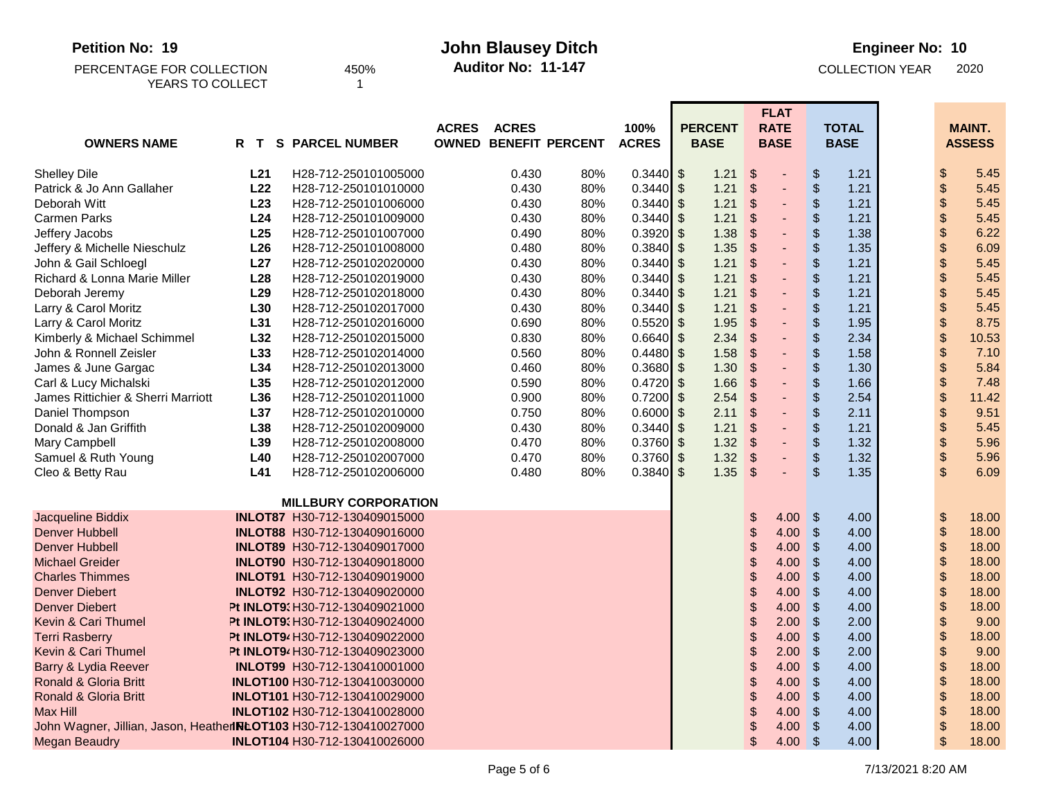**Petition No: 19**

PERCENTAGE FOR COLLECTION 450%
YEARS TO COLLECT 1

# John Blausey Ditch

**Auditor No: 11-147**

**Engineer No: 10**

COLLECTION YEAR 2020

| OWNERS NAME | R T S | PARCEL NUMBER | ACRES OWNED | ACRES BENEFIT | PERCENT | 100% ACRES | PERCENT BASE | FLAT RATE BASE | TOTAL BASE | MAINT. ASSESS |
|---|---|---|---|---|---|---|---|---|---|---|
| Shelley Dile | L21 | H28-712-250101005000 | | 0.430 | 80% | 0.3440 | $ 1.21 | $ - | $ 1.21 | $ 5.45 |
| Patrick & Jo Ann Gallaher | L22 | H28-712-250101010000 | | 0.430 | 80% | 0.3440 | $ 1.21 | $ - | $ 1.21 | $ 5.45 |
| Deborah Witt | L23 | H28-712-250101006000 | | 0.430 | 80% | 0.3440 | $ 1.21 | $ - | $ 1.21 | $ 5.45 |
| Carmen Parks | L24 | H28-712-250101009000 | | 0.430 | 80% | 0.3440 | $ 1.21 | $ - | $ 1.21 | $ 5.45 |
| Jeffery Jacobs | L25 | H28-712-250101007000 | | 0.490 | 80% | 0.3920 | $ 1.38 | $ - | $ 1.38 | $ 6.22 |
| Jeffery & Michelle Nieschulz | L26 | H28-712-250101008000 | | 0.480 | 80% | 0.3840 | $ 1.35 | $ - | $ 1.35 | $ 6.09 |
| John & Gail Schloegl | L27 | H28-712-250102020000 | | 0.430 | 80% | 0.3440 | $ 1.21 | $ - | $ 1.21 | $ 5.45 |
| Richard & Lonna Marie Miller | L28 | H28-712-250102019000 | | 0.430 | 80% | 0.3440 | $ 1.21 | $ - | $ 1.21 | $ 5.45 |
| Deborah Jeremy | L29 | H28-712-250102018000 | | 0.430 | 80% | 0.3440 | $ 1.21 | $ - | $ 1.21 | $ 5.45 |
| Larry & Carol Moritz | L30 | H28-712-250102017000 | | 0.430 | 80% | 0.3440 | $ 1.21 | $ - | $ 1.21 | $ 5.45 |
| Larry & Carol Moritz | L31 | H28-712-250102016000 | | 0.690 | 80% | 0.5520 | $ 1.95 | $ - | $ 1.95 | $ 8.75 |
| Kimberly & Michael Schimmel | L32 | H28-712-250102015000 | | 0.830 | 80% | 0.6640 | $ 2.34 | $ - | $ 2.34 | $ 10.53 |
| John & Ronnell Zeisler | L33 | H28-712-250102014000 | | 0.560 | 80% | 0.4480 | $ 1.58 | $ - | $ 1.58 | $ 7.10 |
| James & June Gargac | L34 | H28-712-250102013000 | | 0.460 | 80% | 0.3680 | $ 1.30 | $ - | $ 1.30 | $ 5.84 |
| Carl & Lucy Michalski | L35 | H28-712-250102012000 | | 0.590 | 80% | 0.4720 | $ 1.66 | $ - | $ 1.66 | $ 7.48 |
| James Rittichier & Sherri Marriott | L36 | H28-712-250102011000 | | 0.900 | 80% | 0.7200 | $ 2.54 | $ - | $ 2.54 | $ 11.42 |
| Daniel Thompson | L37 | H28-712-250102010000 | | 0.750 | 80% | 0.6000 | $ 2.11 | $ - | $ 2.11 | $ 9.51 |
| Donald & Jan Griffith | L38 | H28-712-250102009000 | | 0.430 | 80% | 0.3440 | $ 1.21 | $ - | $ 1.21 | $ 5.45 |
| Mary Campbell | L39 | H28-712-250102008000 | | 0.470 | 80% | 0.3760 | $ 1.32 | $ - | $ 1.32 | $ 5.96 |
| Samuel & Ruth Young | L40 | H28-712-250102007000 | | 0.470 | 80% | 0.3760 | $ 1.32 | $ - | $ 1.32 | $ 5.96 |
| Cleo & Betty Rau | L41 | H28-712-250102006000 | | 0.480 | 80% | 0.3840 | $ 1.35 | $ - | $ 1.35 | $ 6.09 |
| | | **MILLBURY CORPORATION** | | | | | | | | |
| Jacqueline Biddix | INLOT87 | H30-712-130409015000 | | | | | | $ 4.00 | $ 4.00 | $ 18.00 |
| Denver Hubbell | INLOT88 | H30-712-130409016000 | | | | | | $ 4.00 | $ 4.00 | $ 18.00 |
| Denver Hubbell | INLOT89 | H30-712-130409017000 | | | | | | $ 4.00 | $ 4.00 | $ 18.00 |
| Michael Greider | INLOT90 | H30-712-130409018000 | | | | | | $ 4.00 | $ 4.00 | $ 18.00 |
| Charles Thimmes | INLOT91 | H30-712-130409019000 | | | | | | $ 4.00 | $ 4.00 | $ 18.00 |
| Denver Diebert | INLOT92 | H30-712-130409020000 | | | | | | $ 4.00 | $ 4.00 | $ 18.00 |
| Denver Diebert | Pt INLOT93 | H30-712-130409021000 | | | | | | $ 4.00 | $ 4.00 | $ 18.00 |
| Kevin & Cari Thumel | Pt INLOT93 | H30-712-130409024000 | | | | | | $ 2.00 | $ 2.00 | $ 9.00 |
| Terri Rasberry | Pt INLOT94 | H30-712-130409022000 | | | | | | $ 4.00 | $ 4.00 | $ 18.00 |
| Kevin & Cari Thumel | Pt INLOT94 | H30-712-130409023000 | | | | | | $ 2.00 | $ 2.00 | $ 9.00 |
| Barry & Lydia Reever | INLOT99 | H30-712-130410001000 | | | | | | $ 4.00 | $ 4.00 | $ 18.00 |
| Ronald & Gloria Britt | INLOT100 | H30-712-130410030000 | | | | | | $ 4.00 | $ 4.00 | $ 18.00 |
| Ronald & Gloria Britt | INLOT101 | H30-712-130410029000 | | | | | | $ 4.00 | $ 4.00 | $ 18.00 |
| Max Hill | INLOT102 | H30-712-130410028000 | | | | | | $ 4.00 | $ 4.00 | $ 18.00 |
| John Wagner, Jillian, Jason, Heather | INLOT103 | H30-712-130410027000 | | | | | | $ 4.00 | $ 4.00 | $ 18.00 |
| Megan Beaudry | INLOT104 | H30-712-130410026000 | | | | | | $ 4.00 | $ 4.00 | $ 18.00 |

7/13/2021 8:20 AM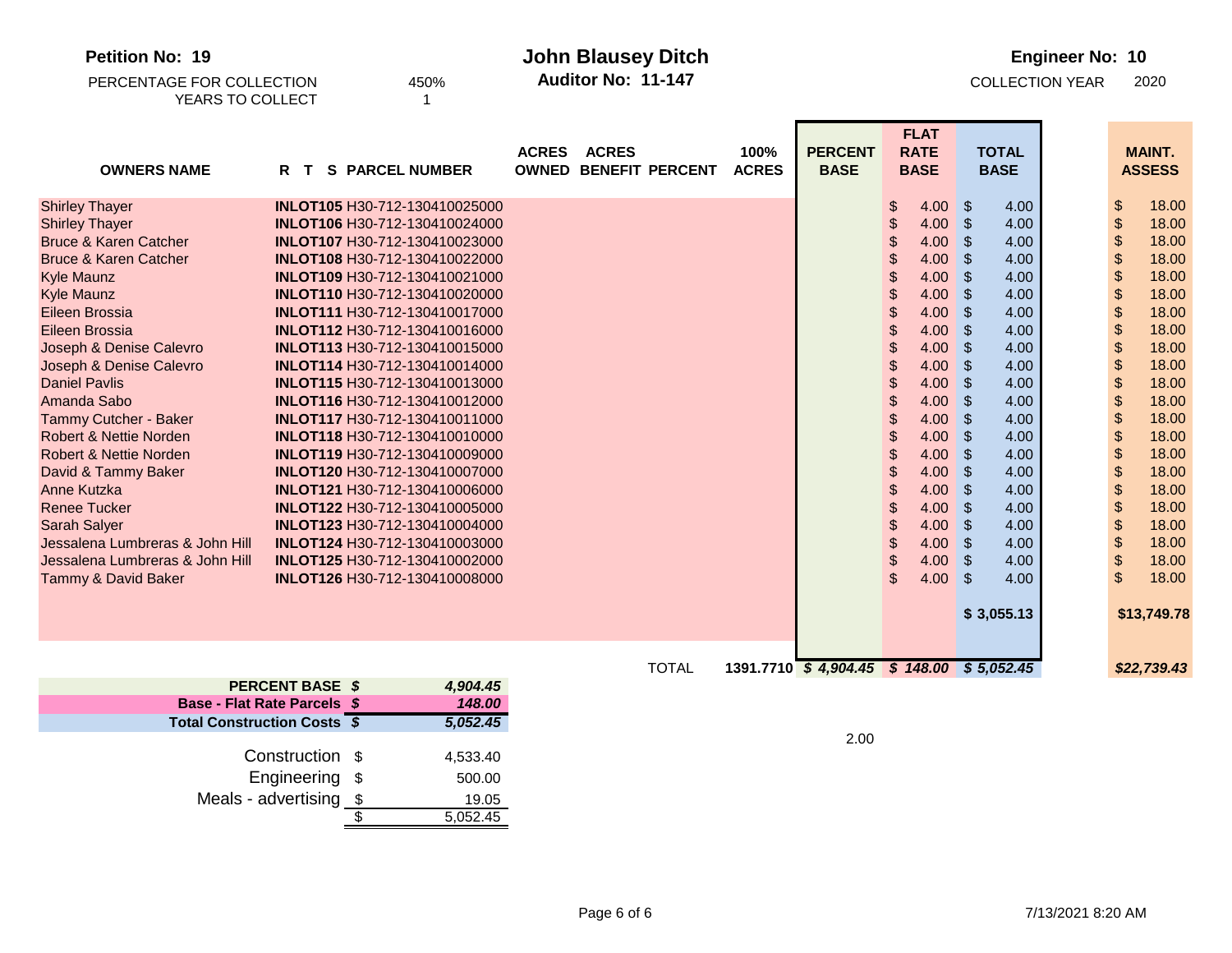**Petition No: 19**

PERCENTAGE FOR COLLECTION 450%

YEARS TO COLLECT 1

# John Blausey Ditch

**Auditor No: 11-147**

**Engineer No: 10**

COLLECTION YEAR 2020

| OWNERS NAME | R T S PARCEL NUMBER | ACRES OWNED | ACRES BENEFIT | PERCENT | 100% ACRES | PERCENT BASE | FLAT RATE BASE | TOTAL BASE | MAINT. ASSESS |
|---|---|---|---|---|---|---|---|---|---|
| Shirley Thayer | **INLOT105** H30-712-130410025000 | | | | | | $ 4.00 | $ 4.00 | $ 18.00 |
| Shirley Thayer | **INLOT106** H30-712-130410024000 | | | | | | $ 4.00 | $ 4.00 | $ 18.00 |
| Bruce & Karen Catcher | **INLOT107** H30-712-130410023000 | | | | | | $ 4.00 | $ 4.00 | $ 18.00 |
| Bruce & Karen Catcher | **INLOT108** H30-712-130410022000 | | | | | | $ 4.00 | $ 4.00 | $ 18.00 |
| Kyle Maunz | **INLOT109** H30-712-130410021000 | | | | | | $ 4.00 | $ 4.00 | $ 18.00 |
| Kyle Maunz | **INLOT110** H30-712-130410020000 | | | | | | $ 4.00 | $ 4.00 | $ 18.00 |
| Eileen Brossia | **INLOT111** H30-712-130410017000 | | | | | | $ 4.00 | $ 4.00 | $ 18.00 |
| Eileen Brossia | **INLOT112** H30-712-130410016000 | | | | | | $ 4.00 | $ 4.00 | $ 18.00 |
| Joseph & Denise Calevro | **INLOT113** H30-712-130410015000 | | | | | | $ 4.00 | $ 4.00 | $ 18.00 |
| Joseph & Denise Calevro | **INLOT114** H30-712-130410014000 | | | | | | $ 4.00 | $ 4.00 | $ 18.00 |
| Daniel Pavlis | **INLOT115** H30-712-130410013000 | | | | | | $ 4.00 | $ 4.00 | $ 18.00 |
| Amanda Sabo | **INLOT116** H30-712-130410012000 | | | | | | $ 4.00 | $ 4.00 | $ 18.00 |
| Tammy Cutcher - Baker | **INLOT117** H30-712-130410011000 | | | | | | $ 4.00 | $ 4.00 | $ 18.00 |
| Robert & Nettie Norden | **INLOT118** H30-712-130410010000 | | | | | | $ 4.00 | $ 4.00 | $ 18.00 |
| Robert & Nettie Norden | **INLOT119** H30-712-130410009000 | | | | | | $ 4.00 | $ 4.00 | $ 18.00 |
| David & Tammy Baker | **INLOT120** H30-712-130410007000 | | | | | | $ 4.00 | $ 4.00 | $ 18.00 |
| Anne Kutzka | **INLOT121** H30-712-130410006000 | | | | | | $ 4.00 | $ 4.00 | $ 18.00 |
| Renee Tucker | **INLOT122** H30-712-130410005000 | | | | | | $ 4.00 | $ 4.00 | $ 18.00 |
| Sarah Salyer | **INLOT123** H30-712-130410004000 | | | | | | $ 4.00 | $ 4.00 | $ 18.00 |
| Jessalena Lumbreras & John Hill | **INLOT124** H30-712-130410003000 | | | | | | $ 4.00 | $ 4.00 | $ 18.00 |
| Jessalena Lumbreras & John Hill | **INLOT125** H30-712-130410002000 | | | | | | $ 4.00 | $ 4.00 | $ 18.00 |
| Tammy & David Baker | **INLOT126** H30-712-130410008000 | | | | | | $ 4.00 | $ 4.00 | $ 18.00 |
| | | | | | | | | **$ 3,055.13** | **$13,749.78** |
| | | | | TOTAL | **1391.7710** | ***$ 4,904.45*** | ***$ 148.00*** | ***$ 5,052.45*** | ***$22,739.43*** |

2.00

| | | |
|---|---|---|
| **PERCENT BASE** | ***$*** | ***4,904.45*** |
| **Base - Flat Rate Parcels** | ***$*** | ***148.00*** |
| **Total Construction Costs** | ***$*** | ***5,052.45*** |

| | | |
|---|---|---|
| Construction | $ | 4,533.40 |
| Engineering | $ | 500.00 |
| Meals - advertising | $ | 19.05 |
| | $ | 5,052.45 |

7/13/2021 8:20 AM